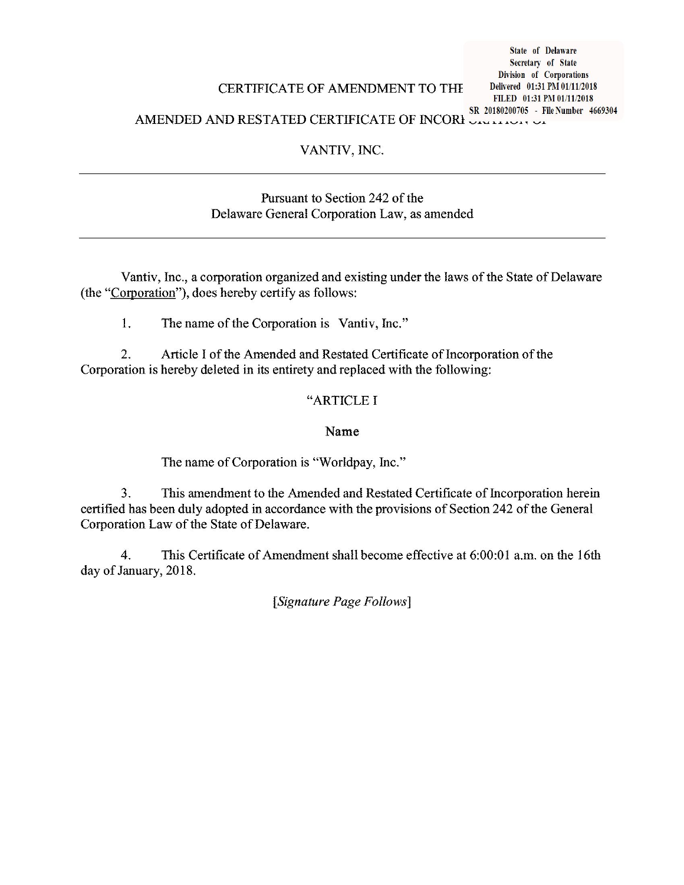State of Delaware
Secretary of State
Division of Corporations
Delivered 01:31 PM 01/11/2018
FILED 01:31 PM 01/11/2018
SR 20180200705 - File Number 4669304

# CERTIFICATE OF AMENDMENT TO THE AMENDED AND RESTATED CERTIFICATE OF INCORPORATION OF VANTIV, INC.

---

Pursuant to Section 242 of the
Delaware General Corporation Law, as amended

---

Vantiv, Inc., a corporation organized and existing under the laws of the State of Delaware (the "Corporation"), does hereby certify as follows:

1. The name of the Corporation is Vantiv, Inc."

2. Article I of the Amended and Restated Certificate of Incorporation of the Corporation is hereby deleted in its entirety and replaced with the following:

"ARTICLE I

**Name**

The name of Corporation is "Worldpay, Inc."

3. This amendment to the Amended and Restated Certificate of Incorporation herein certified has been duly adopted in accordance with the provisions of Section 242 of the General Corporation Law of the State of Delaware.

4. This Certificate of Amendment shall become effective at 6:00:01 a.m. on the 16th day of January, 2018.

[*Signature Page Follows*]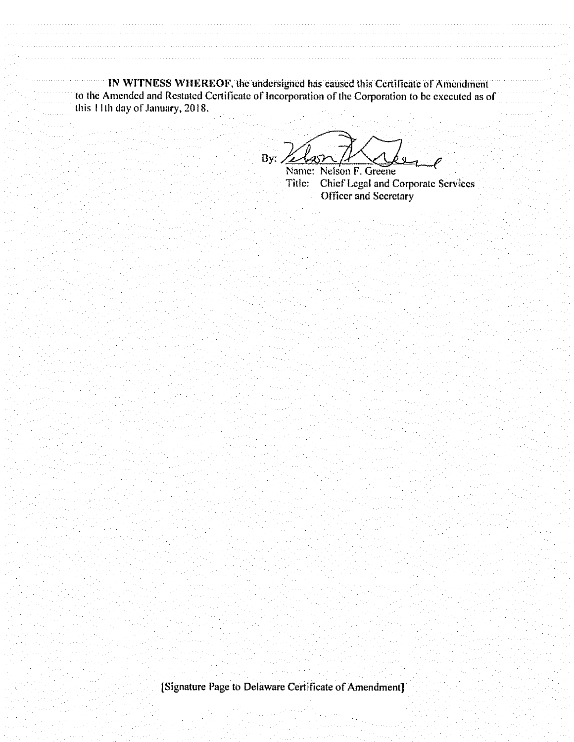**IN WITNESS WHEREOF**, the undersigned has caused this Certificate of Amendment to the Amended and Restated Certificate of Incorporation of the Corporation to be executed as of this 11th day of January, 2018.

By: ______________________

Name: Nelson F. Greene

Title: Chief Legal and Corporate Services Officer and Secretary

[Signature Page to Delaware Certificate of Amendment]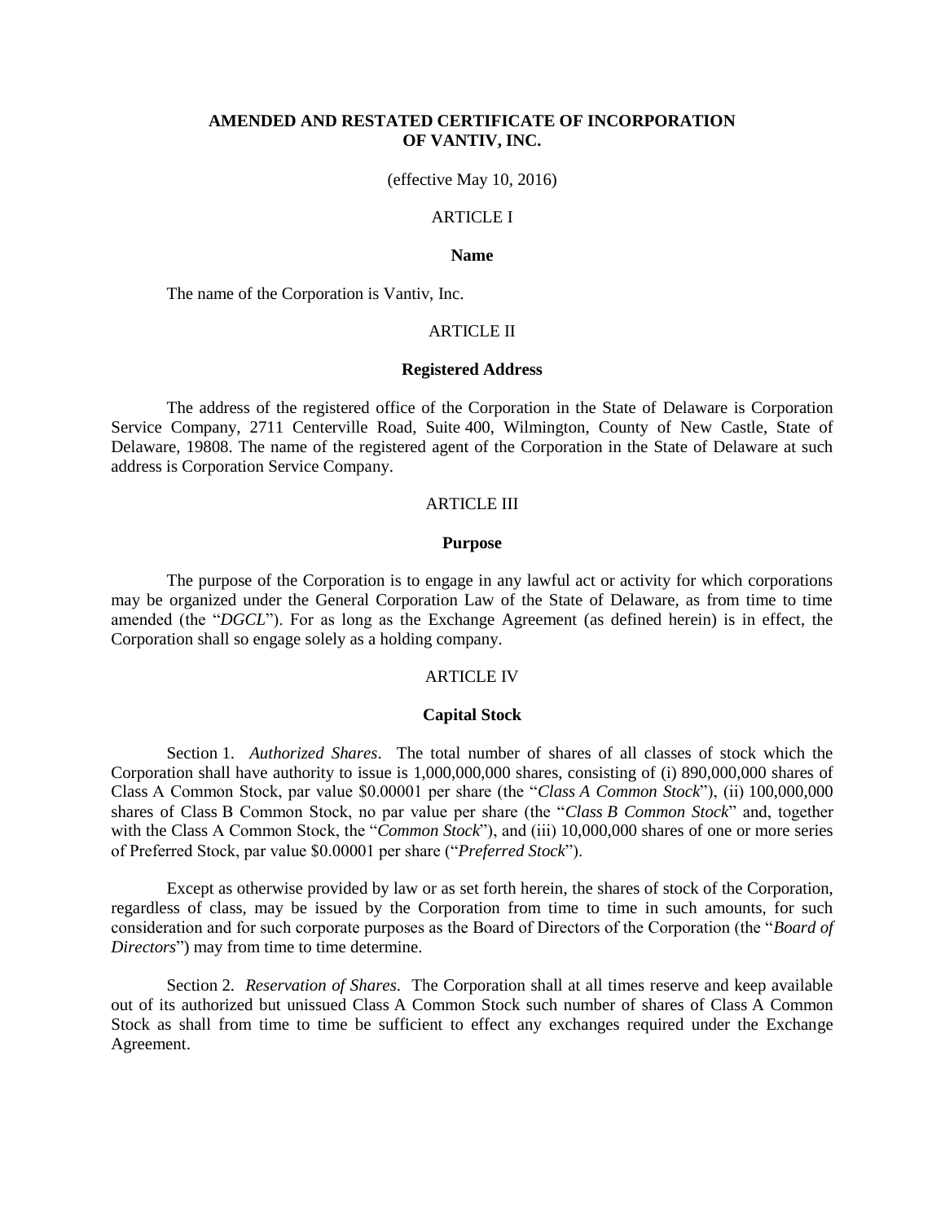# AMENDED AND RESTATED CERTIFICATE OF INCORPORATION OF VANTIV, INC.

(effective May 10, 2016)

## ARTICLE I

### Name

The name of the Corporation is Vantiv, Inc.

## ARTICLE II

### Registered Address

The address of the registered office of the Corporation in the State of Delaware is Corporation Service Company, 2711 Centerville Road, Suite 400, Wilmington, County of New Castle, State of Delaware, 19808. The name of the registered agent of the Corporation in the State of Delaware at such address is Corporation Service Company.

## ARTICLE III

### Purpose

The purpose of the Corporation is to engage in any lawful act or activity for which corporations may be organized under the General Corporation Law of the State of Delaware, as from time to time amended (the "*DGCL*"). For as long as the Exchange Agreement (as defined herein) is in effect, the Corporation shall so engage solely as a holding company.

## ARTICLE IV

### Capital Stock

Section 1. *Authorized Shares*. The total number of shares of all classes of stock which the Corporation shall have authority to issue is 1,000,000,000 shares, consisting of (i) 890,000,000 shares of Class A Common Stock, par value $0.00001 per share (the "*Class A Common Stock*"), (ii) 100,000,000 shares of Class B Common Stock, no par value per share (the "*Class B Common Stock*" and, together with the Class A Common Stock, the "*Common Stock*"), and (iii) 10,000,000 shares of one or more series of Preferred Stock, par value $0.00001 per share ("*Preferred Stock*").

Except as otherwise provided by law or as set forth herein, the shares of stock of the Corporation, regardless of class, may be issued by the Corporation from time to time in such amounts, for such consideration and for such corporate purposes as the Board of Directors of the Corporation (the "*Board of Directors*") may from time to time determine.

Section 2. *Reservation of Shares*. The Corporation shall at all times reserve and keep available out of its authorized but unissued Class A Common Stock such number of shares of Class A Common Stock as shall from time to time be sufficient to effect any exchanges required under the Exchange Agreement.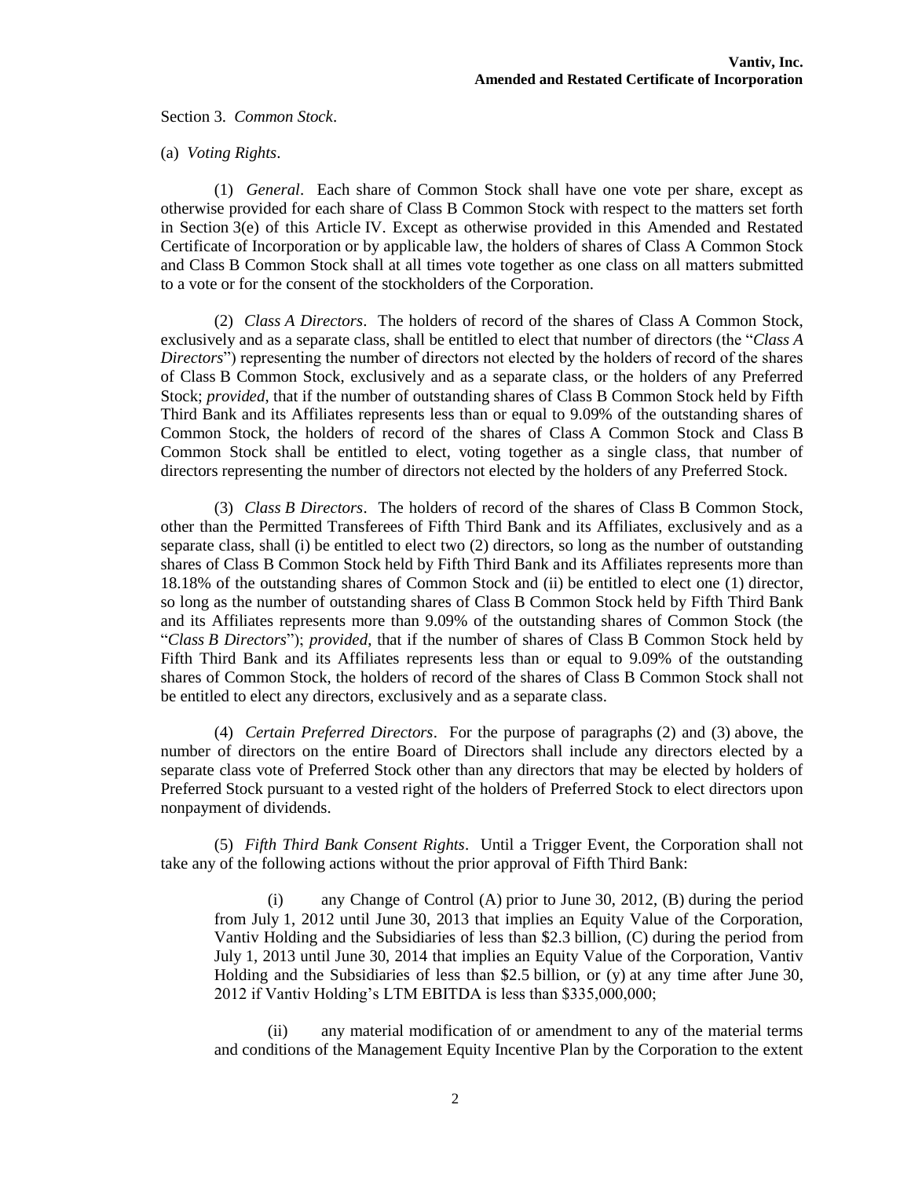Section 3. *Common Stock*.

(a) *Voting Rights*.

(1) *General*. Each share of Common Stock shall have one vote per share, except as otherwise provided for each share of Class B Common Stock with respect to the matters set forth in Section 3(e) of this Article IV. Except as otherwise provided in this Amended and Restated Certificate of Incorporation or by applicable law, the holders of shares of Class A Common Stock and Class B Common Stock shall at all times vote together as one class on all matters submitted to a vote or for the consent of the stockholders of the Corporation.

(2) *Class A Directors*. The holders of record of the shares of Class A Common Stock, exclusively and as a separate class, shall be entitled to elect that number of directors (the "*Class A Directors*") representing the number of directors not elected by the holders of record of the shares of Class B Common Stock, exclusively and as a separate class, or the holders of any Preferred Stock; *provided*, that if the number of outstanding shares of Class B Common Stock held by Fifth Third Bank and its Affiliates represents less than or equal to 9.09% of the outstanding shares of Common Stock, the holders of record of the shares of Class A Common Stock and Class B Common Stock shall be entitled to elect, voting together as a single class, that number of directors representing the number of directors not elected by the holders of any Preferred Stock.

(3) *Class B Directors*. The holders of record of the shares of Class B Common Stock, other than the Permitted Transferees of Fifth Third Bank and its Affiliates, exclusively and as a separate class, shall (i) be entitled to elect two (2) directors, so long as the number of outstanding shares of Class B Common Stock held by Fifth Third Bank and its Affiliates represents more than 18.18% of the outstanding shares of Common Stock and (ii) be entitled to elect one (1) director, so long as the number of outstanding shares of Class B Common Stock held by Fifth Third Bank and its Affiliates represents more than 9.09% of the outstanding shares of Common Stock (the "*Class B Directors*"); *provided*, that if the number of shares of Class B Common Stock held by Fifth Third Bank and its Affiliates represents less than or equal to 9.09% of the outstanding shares of Common Stock, the holders of record of the shares of Class B Common Stock shall not be entitled to elect any directors, exclusively and as a separate class.

(4) *Certain Preferred Directors*. For the purpose of paragraphs (2) and (3) above, the number of directors on the entire Board of Directors shall include any directors elected by a separate class vote of Preferred Stock other than any directors that may be elected by holders of Preferred Stock pursuant to a vested right of the holders of Preferred Stock to elect directors upon nonpayment of dividends.

(5) *Fifth Third Bank Consent Rights*. Until a Trigger Event, the Corporation shall not take any of the following actions without the prior approval of Fifth Third Bank:

(i) any Change of Control (A) prior to June 30, 2012, (B) during the period from July 1, 2012 until June 30, 2013 that implies an Equity Value of the Corporation, Vantiv Holding and the Subsidiaries of less than $2.3 billion, (C) during the period from July 1, 2013 until June 30, 2014 that implies an Equity Value of the Corporation, Vantiv Holding and the Subsidiaries of less than $2.5 billion, or (y) at any time after June 30, 2012 if Vantiv Holding's LTM EBITDA is less than $335,000,000;

(ii) any material modification of or amendment to any of the material terms and conditions of the Management Equity Incentive Plan by the Corporation to the extent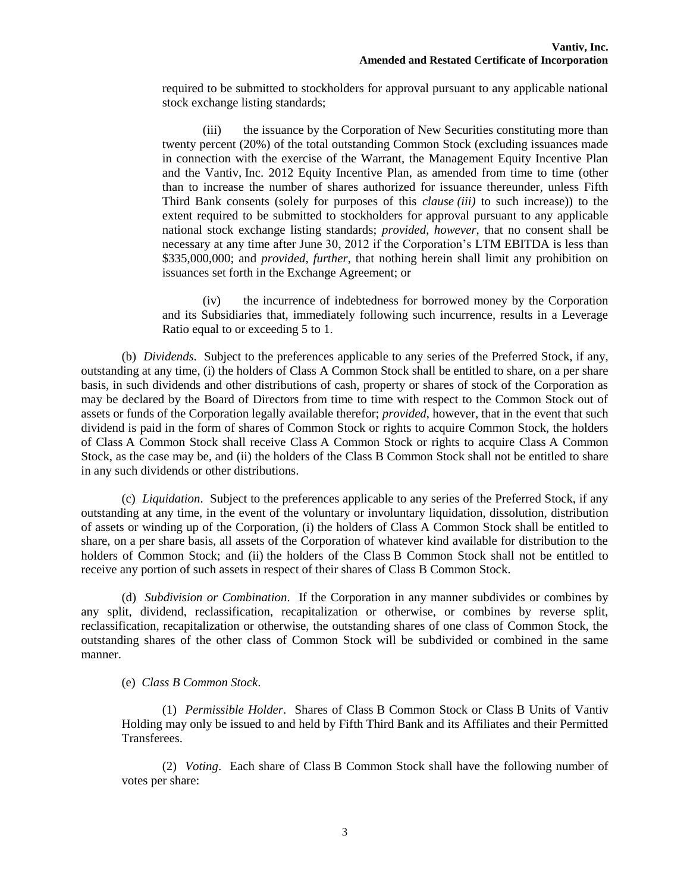required to be submitted to stockholders for approval pursuant to any applicable national stock exchange listing standards;

(iii) the issuance by the Corporation of New Securities constituting more than twenty percent (20%) of the total outstanding Common Stock (excluding issuances made in connection with the exercise of the Warrant, the Management Equity Incentive Plan and the Vantiv, Inc. 2012 Equity Incentive Plan, as amended from time to time (other than to increase the number of shares authorized for issuance thereunder, unless Fifth Third Bank consents (solely for purposes of this *clause (iii)* to such increase)) to the extent required to be submitted to stockholders for approval pursuant to any applicable national stock exchange listing standards; *provided*, *however*, that no consent shall be necessary at any time after June 30, 2012 if the Corporation's LTM EBITDA is less than $335,000,000; and *provided*, *further*, that nothing herein shall limit any prohibition on issuances set forth in the Exchange Agreement; or

(iv) the incurrence of indebtedness for borrowed money by the Corporation and its Subsidiaries that, immediately following such incurrence, results in a Leverage Ratio equal to or exceeding 5 to 1.

(b) *Dividends.* Subject to the preferences applicable to any series of the Preferred Stock, if any, outstanding at any time, (i) the holders of Class A Common Stock shall be entitled to share, on a per share basis, in such dividends and other distributions of cash, property or shares of stock of the Corporation as may be declared by the Board of Directors from time to time with respect to the Common Stock out of assets or funds of the Corporation legally available therefor; *provided*, however, that in the event that such dividend is paid in the form of shares of Common Stock or rights to acquire Common Stock, the holders of Class A Common Stock shall receive Class A Common Stock or rights to acquire Class A Common Stock, as the case may be, and (ii) the holders of the Class B Common Stock shall not be entitled to share in any such dividends or other distributions.

(c) *Liquidation*. Subject to the preferences applicable to any series of the Preferred Stock, if any outstanding at any time, in the event of the voluntary or involuntary liquidation, dissolution, distribution of assets or winding up of the Corporation, (i) the holders of Class A Common Stock shall be entitled to share, on a per share basis, all assets of the Corporation of whatever kind available for distribution to the holders of Common Stock; and (ii) the holders of the Class B Common Stock shall not be entitled to receive any portion of such assets in respect of their shares of Class B Common Stock.

(d) *Subdivision or Combination*. If the Corporation in any manner subdivides or combines by any split, dividend, reclassification, recapitalization or otherwise, or combines by reverse split, reclassification, recapitalization or otherwise, the outstanding shares of one class of Common Stock, the outstanding shares of the other class of Common Stock will be subdivided or combined in the same manner.

(e) *Class B Common Stock*.

(1) *Permissible Holder*. Shares of Class B Common Stock or Class B Units of Vantiv Holding may only be issued to and held by Fifth Third Bank and its Affiliates and their Permitted Transferees.

(2) *Voting*. Each share of Class B Common Stock shall have the following number of votes per share: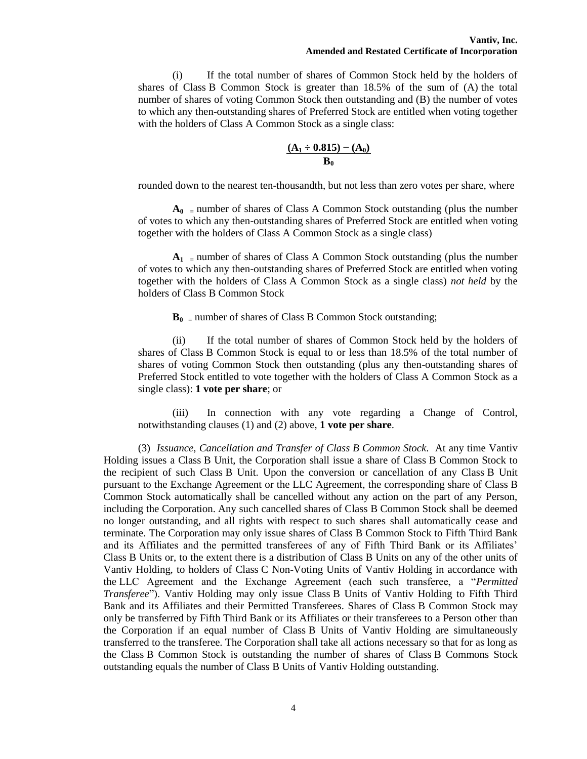(i) If the total number of shares of Common Stock held by the holders of shares of Class B Common Stock is greater than 18.5% of the sum of (A) the total number of shares of voting Common Stock then outstanding and (B) the number of votes to which any then-outstanding shares of Preferred Stock are entitled when voting together with the holders of Class A Common Stock as a single class:

$$\frac{(A_1 \div 0.815) - (A_0)}{B_0}$$

rounded down to the nearest ten-thousandth, but not less than zero votes per share, where

$A_0$ = number of shares of Class A Common Stock outstanding (plus the number of votes to which any then-outstanding shares of Preferred Stock are entitled when voting together with the holders of Class A Common Stock as a single class)

$A_1$ = number of shares of Class A Common Stock outstanding (plus the number of votes to which any then-outstanding shares of Preferred Stock are entitled when voting together with the holders of Class A Common Stock as a single class) *not held* by the holders of Class B Common Stock

$B_0$ = number of shares of Class B Common Stock outstanding;

(ii) If the total number of shares of Common Stock held by the holders of shares of Class B Common Stock is equal to or less than 18.5% of the total number of shares of voting Common Stock then outstanding (plus any then-outstanding shares of Preferred Stock entitled to vote together with the holders of Class A Common Stock as a single class): **1 vote per share**; or

(iii) In connection with any vote regarding a Change of Control, notwithstanding clauses (1) and (2) above, **1 vote per share**.

(3) *Issuance, Cancellation and Transfer of Class B Common Stock*. At any time Vantiv Holding issues a Class B Unit, the Corporation shall issue a share of Class B Common Stock to the recipient of such Class B Unit. Upon the conversion or cancellation of any Class B Unit pursuant to the Exchange Agreement or the LLC Agreement, the corresponding share of Class B Common Stock automatically shall be cancelled without any action on the part of any Person, including the Corporation. Any such cancelled shares of Class B Common Stock shall be deemed no longer outstanding, and all rights with respect to such shares shall automatically cease and terminate. The Corporation may only issue shares of Class B Common Stock to Fifth Third Bank and its Affiliates and the permitted transferees of any of Fifth Third Bank or its Affiliates' Class B Units or, to the extent there is a distribution of Class B Units on any of the other units of Vantiv Holding, to holders of Class C Non-Voting Units of Vantiv Holding in accordance with the LLC Agreement and the Exchange Agreement (each such transferee, a "*Permitted Transferee*"). Vantiv Holding may only issue Class B Units of Vantiv Holding to Fifth Third Bank and its Affiliates and their Permitted Transferees. Shares of Class B Common Stock may only be transferred by Fifth Third Bank or its Affiliates or their transferees to a Person other than the Corporation if an equal number of Class B Units of Vantiv Holding are simultaneously transferred to the transferee. The Corporation shall take all actions necessary so that for as long as the Class B Common Stock is outstanding the number of shares of Class B Commons Stock outstanding equals the number of Class B Units of Vantiv Holding outstanding.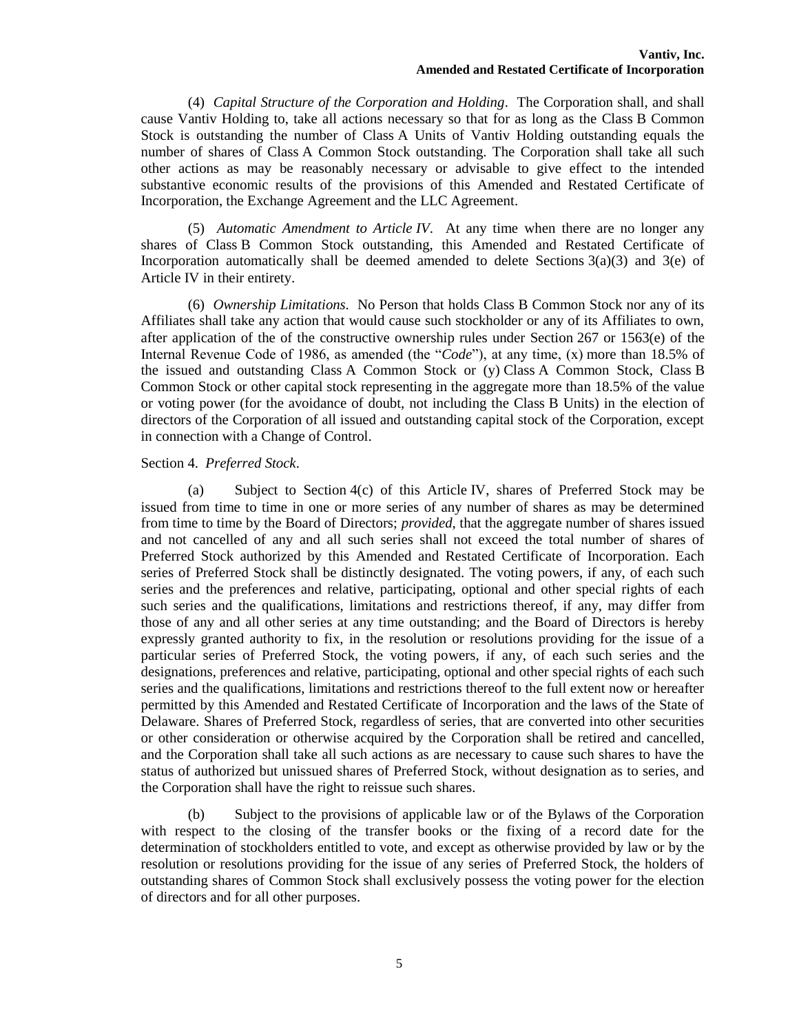(4) *Capital Structure of the Corporation and Holding*. The Corporation shall, and shall cause Vantiv Holding to, take all actions necessary so that for as long as the Class B Common Stock is outstanding the number of Class A Units of Vantiv Holding outstanding equals the number of shares of Class A Common Stock outstanding. The Corporation shall take all such other actions as may be reasonably necessary or advisable to give effect to the intended substantive economic results of the provisions of this Amended and Restated Certificate of Incorporation, the Exchange Agreement and the LLC Agreement.

(5) *Automatic Amendment to Article IV*. At any time when there are no longer any shares of Class B Common Stock outstanding, this Amended and Restated Certificate of Incorporation automatically shall be deemed amended to delete Sections 3(a)(3) and 3(e) of Article IV in their entirety.

(6) *Ownership Limitations*. No Person that holds Class B Common Stock nor any of its Affiliates shall take any action that would cause such stockholder or any of its Affiliates to own, after application of the of the constructive ownership rules under Section 267 or 1563(e) of the Internal Revenue Code of 1986, as amended (the "*Code*"), at any time, (x) more than 18.5% of the issued and outstanding Class A Common Stock or (y) Class A Common Stock, Class B Common Stock or other capital stock representing in the aggregate more than 18.5% of the value or voting power (for the avoidance of doubt, not including the Class B Units) in the election of directors of the Corporation of all issued and outstanding capital stock of the Corporation, except in connection with a Change of Control.

Section 4. *Preferred Stock*.

(a) Subject to Section 4(c) of this Article IV, shares of Preferred Stock may be issued from time to time in one or more series of any number of shares as may be determined from time to time by the Board of Directors; *provided*, that the aggregate number of shares issued and not cancelled of any and all such series shall not exceed the total number of shares of Preferred Stock authorized by this Amended and Restated Certificate of Incorporation. Each series of Preferred Stock shall be distinctly designated. The voting powers, if any, of each such series and the preferences and relative, participating, optional and other special rights of each such series and the qualifications, limitations and restrictions thereof, if any, may differ from those of any and all other series at any time outstanding; and the Board of Directors is hereby expressly granted authority to fix, in the resolution or resolutions providing for the issue of a particular series of Preferred Stock, the voting powers, if any, of each such series and the designations, preferences and relative, participating, optional and other special rights of each such series and the qualifications, limitations and restrictions thereof to the full extent now or hereafter permitted by this Amended and Restated Certificate of Incorporation and the laws of the State of Delaware. Shares of Preferred Stock, regardless of series, that are converted into other securities or other consideration or otherwise acquired by the Corporation shall be retired and cancelled, and the Corporation shall take all such actions as are necessary to cause such shares to have the status of authorized but unissued shares of Preferred Stock, without designation as to series, and the Corporation shall have the right to reissue such shares.

(b) Subject to the provisions of applicable law or of the Bylaws of the Corporation with respect to the closing of the transfer books or the fixing of a record date for the determination of stockholders entitled to vote, and except as otherwise provided by law or by the resolution or resolutions providing for the issue of any series of Preferred Stock, the holders of outstanding shares of Common Stock shall exclusively possess the voting power for the election of directors and for all other purposes.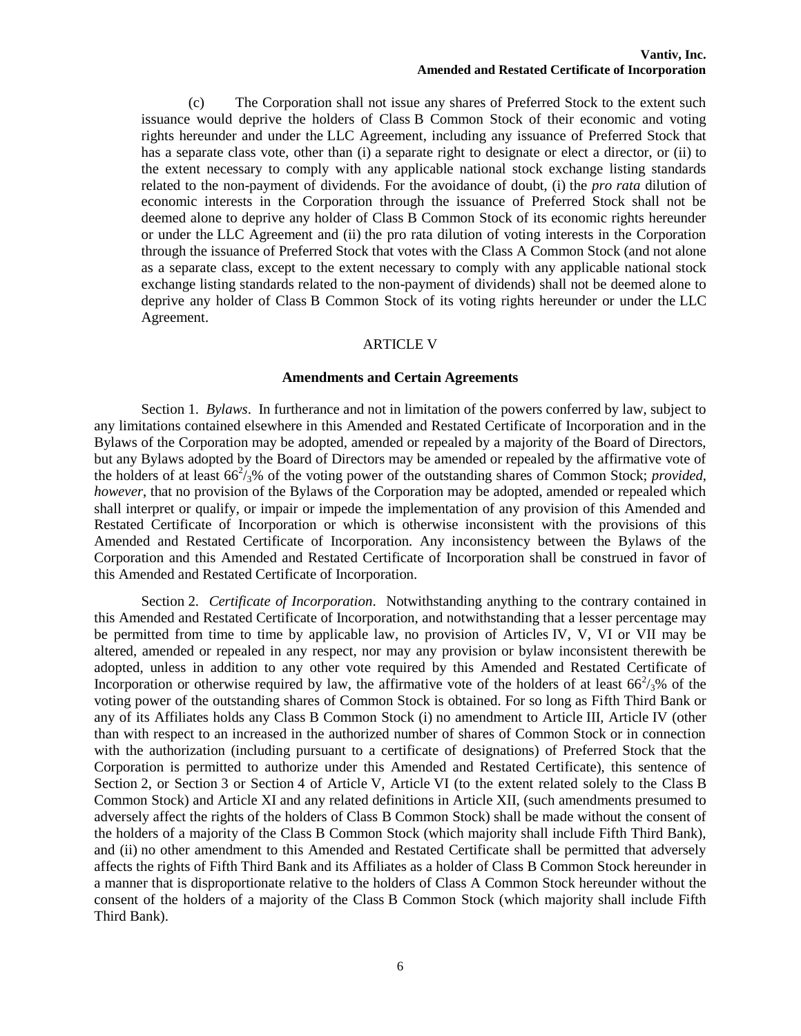(c) The Corporation shall not issue any shares of Preferred Stock to the extent such issuance would deprive the holders of Class B Common Stock of their economic and voting rights hereunder and under the LLC Agreement, including any issuance of Preferred Stock that has a separate class vote, other than (i) a separate right to designate or elect a director, or (ii) to the extent necessary to comply with any applicable national stock exchange listing standards related to the non-payment of dividends. For the avoidance of doubt, (i) the *pro rata* dilution of economic interests in the Corporation through the issuance of Preferred Stock shall not be deemed alone to deprive any holder of Class B Common Stock of its economic rights hereunder or under the LLC Agreement and (ii) the pro rata dilution of voting interests in the Corporation through the issuance of Preferred Stock that votes with the Class A Common Stock (and not alone as a separate class, except to the extent necessary to comply with any applicable national stock exchange listing standards related to the non-payment of dividends) shall not be deemed alone to deprive any holder of Class B Common Stock of its voting rights hereunder or under the LLC Agreement.

ARTICLE V

**Amendments and Certain Agreements**

Section 1. *Bylaws*. In furtherance and not in limitation of the powers conferred by law, subject to any limitations contained elsewhere in this Amended and Restated Certificate of Incorporation and in the Bylaws of the Corporation may be adopted, amended or repealed by a majority of the Board of Directors, but any Bylaws adopted by the Board of Directors may be amended or repealed by the affirmative vote of the holders of at least $66^2/_3$% of the voting power of the outstanding shares of Common Stock; *provided*, *however*, that no provision of the Bylaws of the Corporation may be adopted, amended or repealed which shall interpret or qualify, or impair or impede the implementation of any provision of this Amended and Restated Certificate of Incorporation or which is otherwise inconsistent with the provisions of this Amended and Restated Certificate of Incorporation. Any inconsistency between the Bylaws of the Corporation and this Amended and Restated Certificate of Incorporation shall be construed in favor of this Amended and Restated Certificate of Incorporation.

Section 2. *Certificate of Incorporation*. Notwithstanding anything to the contrary contained in this Amended and Restated Certificate of Incorporation, and notwithstanding that a lesser percentage may be permitted from time to time by applicable law, no provision of Articles IV, V, VI or VII may be altered, amended or repealed in any respect, nor may any provision or bylaw inconsistent therewith be adopted, unless in addition to any other vote required by this Amended and Restated Certificate of Incorporation or otherwise required by law, the affirmative vote of the holders of at least $66^2/_3$% of the voting power of the outstanding shares of Common Stock is obtained. For so long as Fifth Third Bank or any of its Affiliates holds any Class B Common Stock (i) no amendment to Article III, Article IV (other than with respect to an increased in the authorized number of shares of Common Stock or in connection with the authorization (including pursuant to a certificate of designations) of Preferred Stock that the Corporation is permitted to authorize under this Amended and Restated Certificate), this sentence of Section 2, or Section 3 or Section 4 of Article V, Article VI (to the extent related solely to the Class B Common Stock) and Article XI and any related definitions in Article XII, (such amendments presumed to adversely affect the rights of the holders of Class B Common Stock) shall be made without the consent of the holders of a majority of the Class B Common Stock (which majority shall include Fifth Third Bank), and (ii) no other amendment to this Amended and Restated Certificate shall be permitted that adversely affects the rights of Fifth Third Bank and its Affiliates as a holder of Class B Common Stock hereunder in a manner that is disproportionate relative to the holders of Class A Common Stock hereunder without the consent of the holders of a majority of the Class B Common Stock (which majority shall include Fifth Third Bank).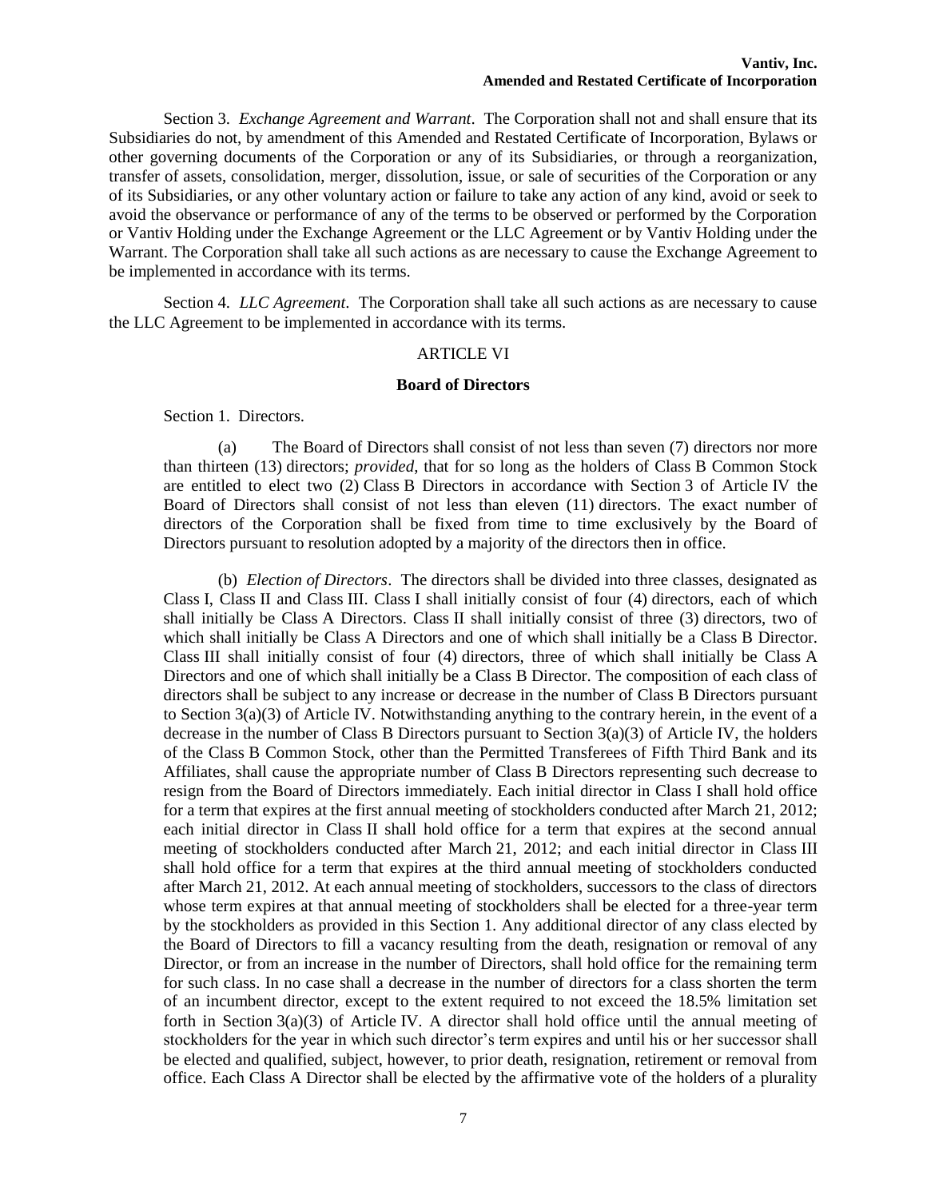Section 3. *Exchange Agreement and Warrant*. The Corporation shall not and shall ensure that its Subsidiaries do not, by amendment of this Amended and Restated Certificate of Incorporation, Bylaws or other governing documents of the Corporation or any of its Subsidiaries, or through a reorganization, transfer of assets, consolidation, merger, dissolution, issue, or sale of securities of the Corporation or any of its Subsidiaries, or any other voluntary action or failure to take any action of any kind, avoid or seek to avoid the observance or performance of any of the terms to be observed or performed by the Corporation or Vantiv Holding under the Exchange Agreement or the LLC Agreement or by Vantiv Holding under the Warrant. The Corporation shall take all such actions as are necessary to cause the Exchange Agreement to be implemented in accordance with its terms.

Section 4. *LLC Agreement*. The Corporation shall take all such actions as are necessary to cause the LLC Agreement to be implemented in accordance with its terms.

## ARTICLE VI

## Board of Directors

Section 1. Directors.

(a) The Board of Directors shall consist of not less than seven (7) directors nor more than thirteen (13) directors; *provided*, that for so long as the holders of Class B Common Stock are entitled to elect two (2) Class B Directors in accordance with Section 3 of Article IV the Board of Directors shall consist of not less than eleven (11) directors. The exact number of directors of the Corporation shall be fixed from time to time exclusively by the Board of Directors pursuant to resolution adopted by a majority of the directors then in office.

(b) *Election of Directors*. The directors shall be divided into three classes, designated as Class I, Class II and Class III. Class I shall initially consist of four (4) directors, each of which shall initially be Class A Directors. Class II shall initially consist of three (3) directors, two of which shall initially be Class A Directors and one of which shall initially be a Class B Director. Class III shall initially consist of four (4) directors, three of which shall initially be Class A Directors and one of which shall initially be a Class B Director. The composition of each class of directors shall be subject to any increase or decrease in the number of Class B Directors pursuant to Section 3(a)(3) of Article IV. Notwithstanding anything to the contrary herein, in the event of a decrease in the number of Class B Directors pursuant to Section 3(a)(3) of Article IV, the holders of the Class B Common Stock, other than the Permitted Transferees of Fifth Third Bank and its Affiliates, shall cause the appropriate number of Class B Directors representing such decrease to resign from the Board of Directors immediately. Each initial director in Class I shall hold office for a term that expires at the first annual meeting of stockholders conducted after March 21, 2012; each initial director in Class II shall hold office for a term that expires at the second annual meeting of stockholders conducted after March 21, 2012; and each initial director in Class III shall hold office for a term that expires at the third annual meeting of stockholders conducted after March 21, 2012. At each annual meeting of stockholders, successors to the class of directors whose term expires at that annual meeting of stockholders shall be elected for a three-year term by the stockholders as provided in this Section 1. Any additional director of any class elected by the Board of Directors to fill a vacancy resulting from the death, resignation or removal of any Director, or from an increase in the number of Directors, shall hold office for the remaining term for such class. In no case shall a decrease in the number of directors for a class shorten the term of an incumbent director, except to the extent required to not exceed the 18.5% limitation set forth in Section 3(a)(3) of Article IV. A director shall hold office until the annual meeting of stockholders for the year in which such director's term expires and until his or her successor shall be elected and qualified, subject, however, to prior death, resignation, retirement or removal from office. Each Class A Director shall be elected by the affirmative vote of the holders of a plurality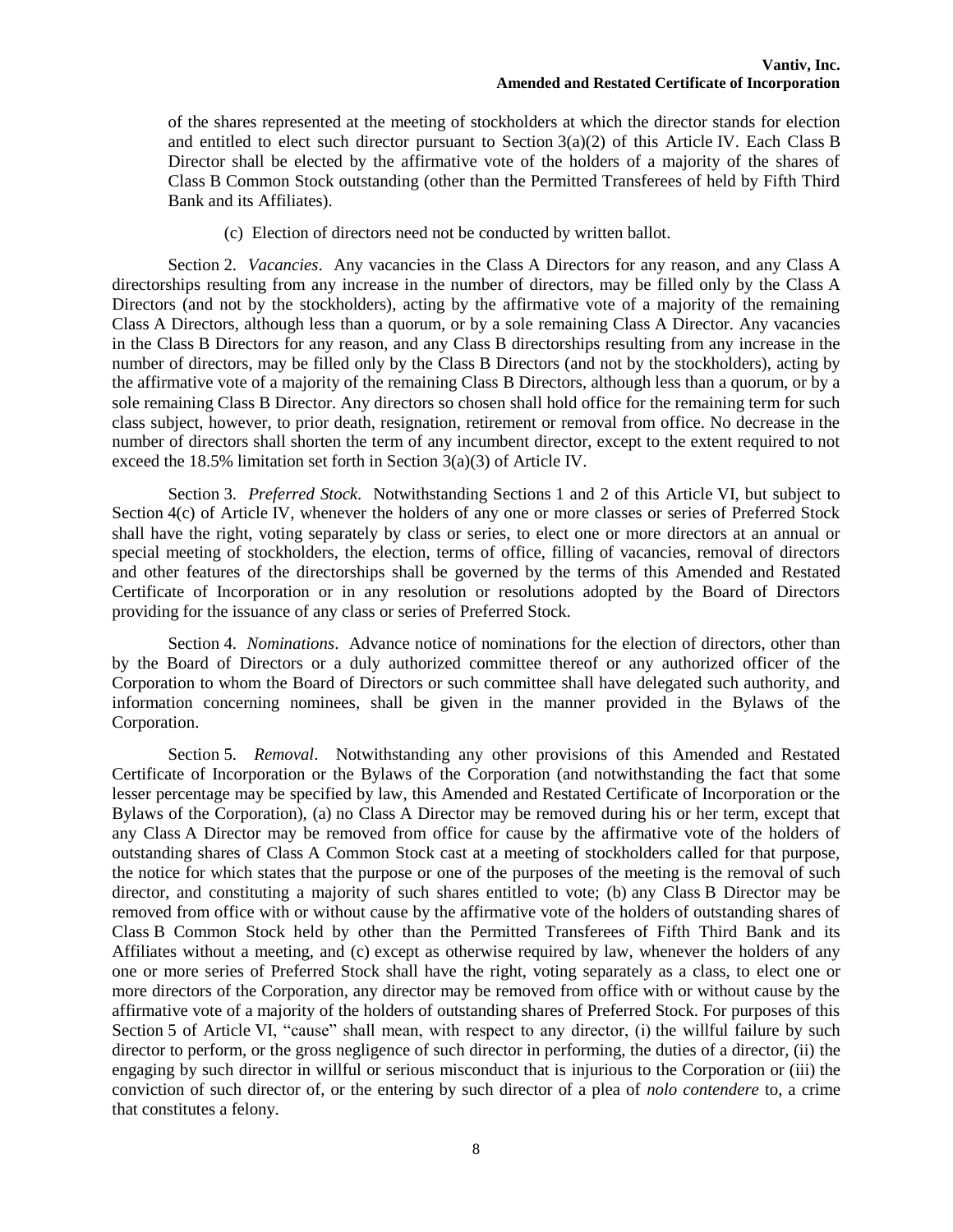of the shares represented at the meeting of stockholders at which the director stands for election and entitled to elect such director pursuant to Section 3(a)(2) of this Article IV. Each Class B Director shall be elected by the affirmative vote of the holders of a majority of the shares of Class B Common Stock outstanding (other than the Permitted Transferees of held by Fifth Third Bank and its Affiliates).

(c) Election of directors need not be conducted by written ballot.

Section 2. *Vacancies*. Any vacancies in the Class A Directors for any reason, and any Class A directorships resulting from any increase in the number of directors, may be filled only by the Class A Directors (and not by the stockholders), acting by the affirmative vote of a majority of the remaining Class A Directors, although less than a quorum, or by a sole remaining Class A Director. Any vacancies in the Class B Directors for any reason, and any Class B directorships resulting from any increase in the number of directors, may be filled only by the Class B Directors (and not by the stockholders), acting by the affirmative vote of a majority of the remaining Class B Directors, although less than a quorum, or by a sole remaining Class B Director. Any directors so chosen shall hold office for the remaining term for such class subject, however, to prior death, resignation, retirement or removal from office. No decrease in the number of directors shall shorten the term of any incumbent director, except to the extent required to not exceed the 18.5% limitation set forth in Section 3(a)(3) of Article IV.

Section 3. *Preferred Stock*. Notwithstanding Sections 1 and 2 of this Article VI, but subject to Section 4(c) of Article IV, whenever the holders of any one or more classes or series of Preferred Stock shall have the right, voting separately by class or series, to elect one or more directors at an annual or special meeting of stockholders, the election, terms of office, filling of vacancies, removal of directors and other features of the directorships shall be governed by the terms of this Amended and Restated Certificate of Incorporation or in any resolution or resolutions adopted by the Board of Directors providing for the issuance of any class or series of Preferred Stock.

Section 4. *Nominations*. Advance notice of nominations for the election of directors, other than by the Board of Directors or a duly authorized committee thereof or any authorized officer of the Corporation to whom the Board of Directors or such committee shall have delegated such authority, and information concerning nominees, shall be given in the manner provided in the Bylaws of the Corporation.

Section 5. *Removal*. Notwithstanding any other provisions of this Amended and Restated Certificate of Incorporation or the Bylaws of the Corporation (and notwithstanding the fact that some lesser percentage may be specified by law, this Amended and Restated Certificate of Incorporation or the Bylaws of the Corporation), (a) no Class A Director may be removed during his or her term, except that any Class A Director may be removed from office for cause by the affirmative vote of the holders of outstanding shares of Class A Common Stock cast at a meeting of stockholders called for that purpose, the notice for which states that the purpose or one of the purposes of the meeting is the removal of such director, and constituting a majority of such shares entitled to vote; (b) any Class B Director may be removed from office with or without cause by the affirmative vote of the holders of outstanding shares of Class B Common Stock held by other than the Permitted Transferees of Fifth Third Bank and its Affiliates without a meeting, and (c) except as otherwise required by law, whenever the holders of any one or more series of Preferred Stock shall have the right, voting separately as a class, to elect one or more directors of the Corporation, any director may be removed from office with or without cause by the affirmative vote of a majority of the holders of outstanding shares of Preferred Stock. For purposes of this Section 5 of Article VI, "cause" shall mean, with respect to any director, (i) the willful failure by such director to perform, or the gross negligence of such director in performing, the duties of a director, (ii) the engaging by such director in willful or serious misconduct that is injurious to the Corporation or (iii) the conviction of such director of, or the entering by such director of a plea of *nolo contendere* to, a crime that constitutes a felony.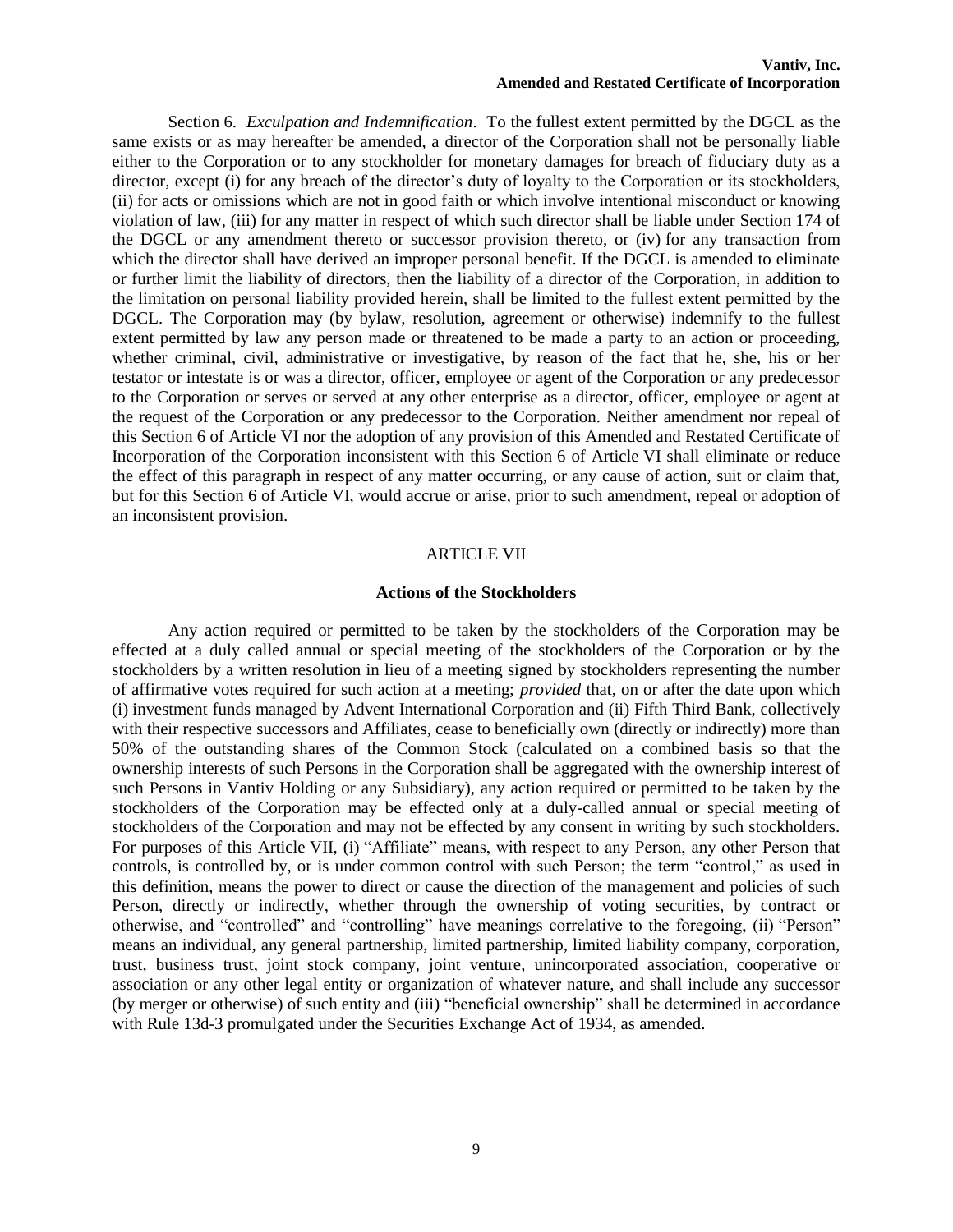Section 6. *Exculpation and Indemnification*. To the fullest extent permitted by the DGCL as the same exists or as may hereafter be amended, a director of the Corporation shall not be personally liable either to the Corporation or to any stockholder for monetary damages for breach of fiduciary duty as a director, except (i) for any breach of the director's duty of loyalty to the Corporation or its stockholders, (ii) for acts or omissions which are not in good faith or which involve intentional misconduct or knowing violation of law, (iii) for any matter in respect of which such director shall be liable under Section 174 of the DGCL or any amendment thereto or successor provision thereto, or (iv) for any transaction from which the director shall have derived an improper personal benefit. If the DGCL is amended to eliminate or further limit the liability of directors, then the liability of a director of the Corporation, in addition to the limitation on personal liability provided herein, shall be limited to the fullest extent permitted by the DGCL. The Corporation may (by bylaw, resolution, agreement or otherwise) indemnify to the fullest extent permitted by law any person made or threatened to be made a party to an action or proceeding, whether criminal, civil, administrative or investigative, by reason of the fact that he, she, his or her testator or intestate is or was a director, officer, employee or agent of the Corporation or any predecessor to the Corporation or serves or served at any other enterprise as a director, officer, employee or agent at the request of the Corporation or any predecessor to the Corporation. Neither amendment nor repeal of this Section 6 of Article VI nor the adoption of any provision of this Amended and Restated Certificate of Incorporation of the Corporation inconsistent with this Section 6 of Article VI shall eliminate or reduce the effect of this paragraph in respect of any matter occurring, or any cause of action, suit or claim that, but for this Section 6 of Article VI, would accrue or arise, prior to such amendment, repeal or adoption of an inconsistent provision.

## ARTICLE VII

### Actions of the Stockholders

Any action required or permitted to be taken by the stockholders of the Corporation may be effected at a duly called annual or special meeting of the stockholders of the Corporation or by the stockholders by a written resolution in lieu of a meeting signed by stockholders representing the number of affirmative votes required for such action at a meeting; *provided* that, on or after the date upon which (i) investment funds managed by Advent International Corporation and (ii) Fifth Third Bank, collectively with their respective successors and Affiliates, cease to beneficially own (directly or indirectly) more than 50% of the outstanding shares of the Common Stock (calculated on a combined basis so that the ownership interests of such Persons in the Corporation shall be aggregated with the ownership interest of such Persons in Vantiv Holding or any Subsidiary), any action required or permitted to be taken by the stockholders of the Corporation may be effected only at a duly-called annual or special meeting of stockholders of the Corporation and may not be effected by any consent in writing by such stockholders. For purposes of this Article VII, (i) "Affiliate" means, with respect to any Person, any other Person that controls, is controlled by, or is under common control with such Person; the term "control," as used in this definition, means the power to direct or cause the direction of the management and policies of such Person, directly or indirectly, whether through the ownership of voting securities, by contract or otherwise, and "controlled" and "controlling" have meanings correlative to the foregoing, (ii) "Person" means an individual, any general partnership, limited partnership, limited liability company, corporation, trust, business trust, joint stock company, joint venture, unincorporated association, cooperative or association or any other legal entity or organization of whatever nature, and shall include any successor (by merger or otherwise) of such entity and (iii) "beneficial ownership" shall be determined in accordance with Rule 13d-3 promulgated under the Securities Exchange Act of 1934, as amended.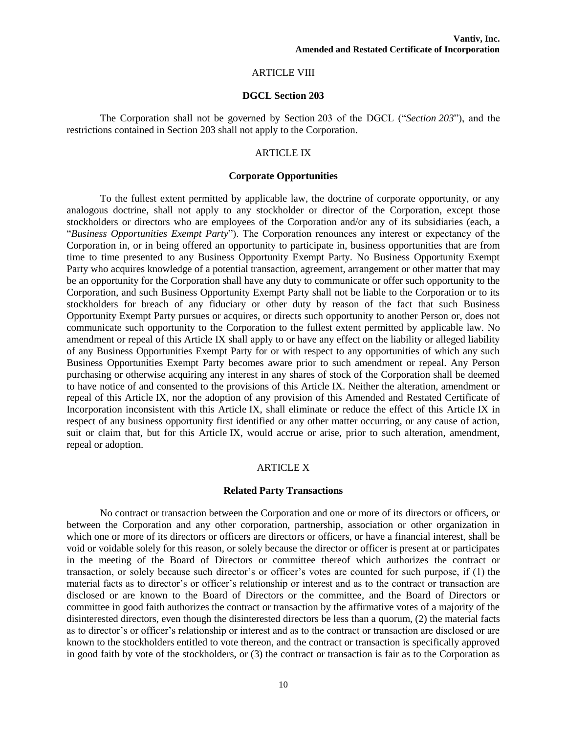## ARTICLE VIII

### DGCL Section 203

The Corporation shall not be governed by Section 203 of the DGCL ("*Section 203*"), and the restrictions contained in Section 203 shall not apply to the Corporation.

## ARTICLE IX

### Corporate Opportunities

To the fullest extent permitted by applicable law, the doctrine of corporate opportunity, or any analogous doctrine, shall not apply to any stockholder or director of the Corporation, except those stockholders or directors who are employees of the Corporation and/or any of its subsidiaries (each, a "*Business Opportunities Exempt Party*"). The Corporation renounces any interest or expectancy of the Corporation in, or in being offered an opportunity to participate in, business opportunities that are from time to time presented to any Business Opportunity Exempt Party. No Business Opportunity Exempt Party who acquires knowledge of a potential transaction, agreement, arrangement or other matter that may be an opportunity for the Corporation shall have any duty to communicate or offer such opportunity to the Corporation, and such Business Opportunity Exempt Party shall not be liable to the Corporation or to its stockholders for breach of any fiduciary or other duty by reason of the fact that such Business Opportunity Exempt Party pursues or acquires, or directs such opportunity to another Person or, does not communicate such opportunity to the Corporation to the fullest extent permitted by applicable law. No amendment or repeal of this Article IX shall apply to or have any effect on the liability or alleged liability of any Business Opportunities Exempt Party for or with respect to any opportunities of which any such Business Opportunities Exempt Party becomes aware prior to such amendment or repeal. Any Person purchasing or otherwise acquiring any interest in any shares of stock of the Corporation shall be deemed to have notice of and consented to the provisions of this Article IX. Neither the alteration, amendment or repeal of this Article IX, nor the adoption of any provision of this Amended and Restated Certificate of Incorporation inconsistent with this Article IX, shall eliminate or reduce the effect of this Article IX in respect of any business opportunity first identified or any other matter occurring, or any cause of action, suit or claim that, but for this Article IX, would accrue or arise, prior to such alteration, amendment, repeal or adoption.

## ARTICLE X

### Related Party Transactions

No contract or transaction between the Corporation and one or more of its directors or officers, or between the Corporation and any other corporation, partnership, association or other organization in which one or more of its directors or officers are directors or officers, or have a financial interest, shall be void or voidable solely for this reason, or solely because the director or officer is present at or participates in the meeting of the Board of Directors or committee thereof which authorizes the contract or transaction, or solely because such director's or officer's votes are counted for such purpose, if (1) the material facts as to director's or officer's relationship or interest and as to the contract or transaction are disclosed or are known to the Board of Directors or the committee, and the Board of Directors or committee in good faith authorizes the contract or transaction by the affirmative votes of a majority of the disinterested directors, even though the disinterested directors be less than a quorum, (2) the material facts as to director's or officer's relationship or interest and as to the contract or transaction are disclosed or are known to the stockholders entitled to vote thereon, and the contract or transaction is specifically approved in good faith by vote of the stockholders, or (3) the contract or transaction is fair as to the Corporation as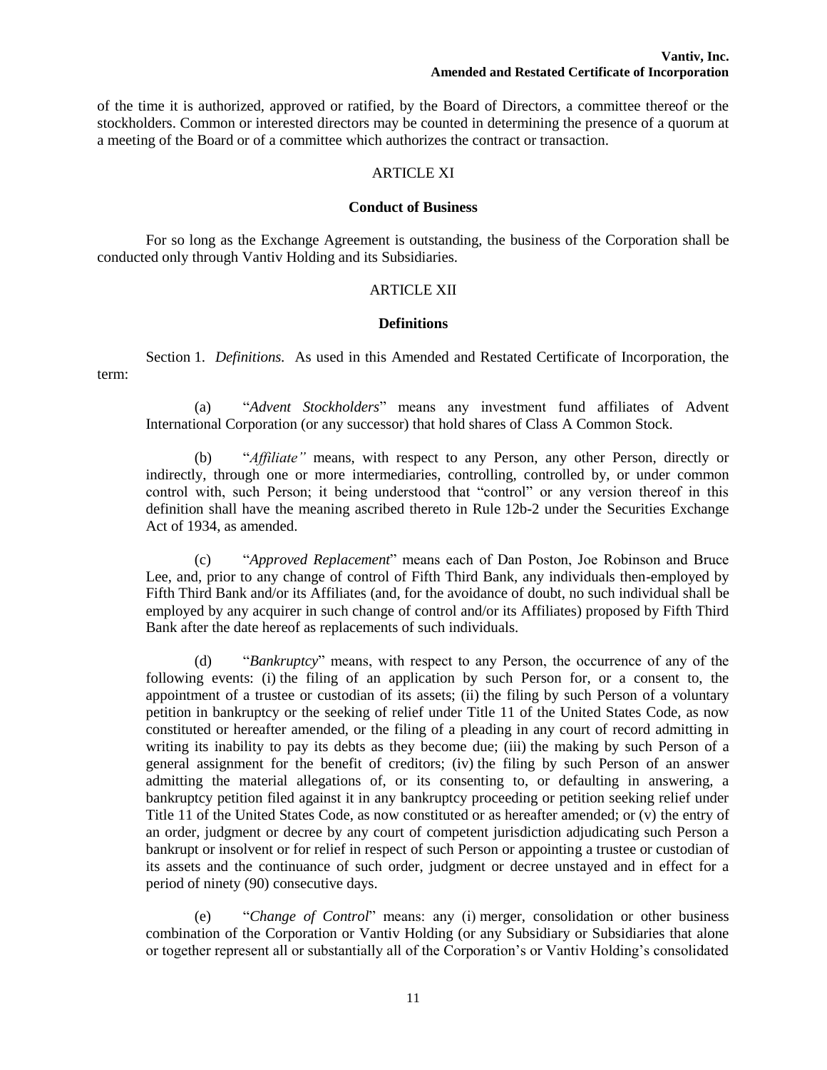of the time it is authorized, approved or ratified, by the Board of Directors, a committee thereof or the stockholders. Common or interested directors may be counted in determining the presence of a quorum at a meeting of the Board or of a committee which authorizes the contract or transaction.

## ARTICLE XI

### Conduct of Business

For so long as the Exchange Agreement is outstanding, the business of the Corporation shall be conducted only through Vantiv Holding and its Subsidiaries.

## ARTICLE XII

### Definitions

Section 1. *Definitions.* As used in this Amended and Restated Certificate of Incorporation, the term:

(a) "*Advent Stockholders*" means any investment fund affiliates of Advent International Corporation (or any successor) that hold shares of Class A Common Stock.

(b) "*Affiliate"* means, with respect to any Person, any other Person, directly or indirectly, through one or more intermediaries, controlling, controlled by, or under common control with, such Person; it being understood that "control" or any version thereof in this definition shall have the meaning ascribed thereto in Rule 12b-2 under the Securities Exchange Act of 1934, as amended.

(c) "*Approved Replacement*" means each of Dan Poston, Joe Robinson and Bruce Lee, and, prior to any change of control of Fifth Third Bank, any individuals then-employed by Fifth Third Bank and/or its Affiliates (and, for the avoidance of doubt, no such individual shall be employed by any acquirer in such change of control and/or its Affiliates) proposed by Fifth Third Bank after the date hereof as replacements of such individuals.

(d) "*Bankruptcy*" means, with respect to any Person, the occurrence of any of the following events: (i) the filing of an application by such Person for, or a consent to, the appointment of a trustee or custodian of its assets; (ii) the filing by such Person of a voluntary petition in bankruptcy or the seeking of relief under Title 11 of the United States Code, as now constituted or hereafter amended, or the filing of a pleading in any court of record admitting in writing its inability to pay its debts as they become due; (iii) the making by such Person of a general assignment for the benefit of creditors; (iv) the filing by such Person of an answer admitting the material allegations of, or its consenting to, or defaulting in answering, a bankruptcy petition filed against it in any bankruptcy proceeding or petition seeking relief under Title 11 of the United States Code, as now constituted or as hereafter amended; or (v) the entry of an order, judgment or decree by any court of competent jurisdiction adjudicating such Person a bankrupt or insolvent or for relief in respect of such Person or appointing a trustee or custodian of its assets and the continuance of such order, judgment or decree unstayed and in effect for a period of ninety (90) consecutive days.

(e) "*Change of Control*" means: any (i) merger, consolidation or other business combination of the Corporation or Vantiv Holding (or any Subsidiary or Subsidiaries that alone or together represent all or substantially all of the Corporation's or Vantiv Holding's consolidated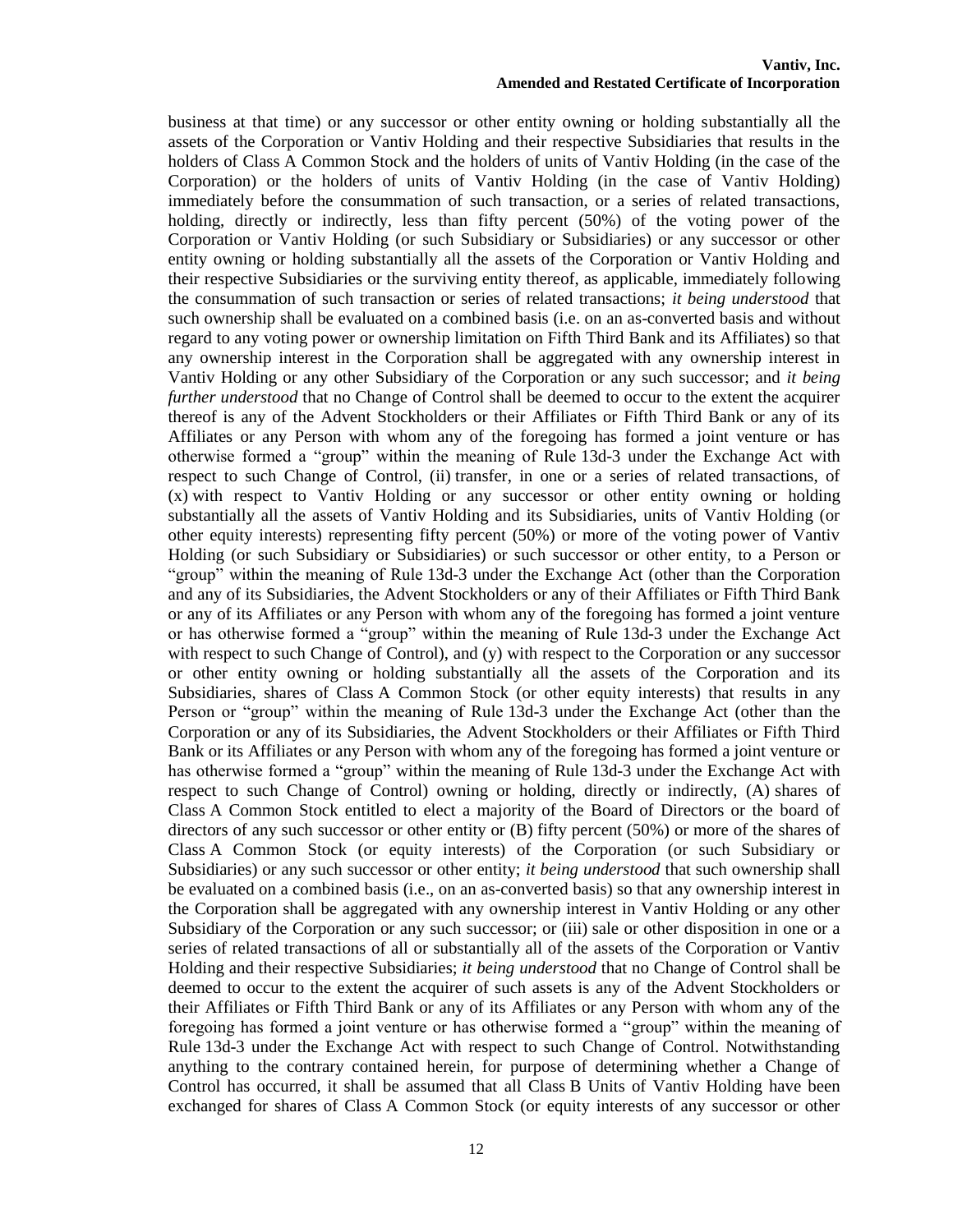business at that time) or any successor or other entity owning or holding substantially all the assets of the Corporation or Vantiv Holding and their respective Subsidiaries that results in the holders of Class A Common Stock and the holders of units of Vantiv Holding (in the case of the Corporation) or the holders of units of Vantiv Holding (in the case of Vantiv Holding) immediately before the consummation of such transaction, or a series of related transactions, holding, directly or indirectly, less than fifty percent (50%) of the voting power of the Corporation or Vantiv Holding (or such Subsidiary or Subsidiaries) or any successor or other entity owning or holding substantially all the assets of the Corporation or Vantiv Holding and their respective Subsidiaries or the surviving entity thereof, as applicable, immediately following the consummation of such transaction or series of related transactions; *it being understood* that such ownership shall be evaluated on a combined basis (i.e. on an as-converted basis and without regard to any voting power or ownership limitation on Fifth Third Bank and its Affiliates) so that any ownership interest in the Corporation shall be aggregated with any ownership interest in Vantiv Holding or any other Subsidiary of the Corporation or any such successor; and *it being further understood* that no Change of Control shall be deemed to occur to the extent the acquirer thereof is any of the Advent Stockholders or their Affiliates or Fifth Third Bank or any of its Affiliates or any Person with whom any of the foregoing has formed a joint venture or has otherwise formed a "group" within the meaning of Rule 13d-3 under the Exchange Act with respect to such Change of Control, (ii) transfer, in one or a series of related transactions, of (x) with respect to Vantiv Holding or any successor or other entity owning or holding substantially all the assets of Vantiv Holding and its Subsidiaries, units of Vantiv Holding (or other equity interests) representing fifty percent (50%) or more of the voting power of Vantiv Holding (or such Subsidiary or Subsidiaries) or such successor or other entity, to a Person or "group" within the meaning of Rule 13d-3 under the Exchange Act (other than the Corporation and any of its Subsidiaries, the Advent Stockholders or any of their Affiliates or Fifth Third Bank or any of its Affiliates or any Person with whom any of the foregoing has formed a joint venture or has otherwise formed a "group" within the meaning of Rule 13d-3 under the Exchange Act with respect to such Change of Control), and (y) with respect to the Corporation or any successor or other entity owning or holding substantially all the assets of the Corporation and its Subsidiaries, shares of Class A Common Stock (or other equity interests) that results in any Person or "group" within the meaning of Rule 13d-3 under the Exchange Act (other than the Corporation or any of its Subsidiaries, the Advent Stockholders or their Affiliates or Fifth Third Bank or its Affiliates or any Person with whom any of the foregoing has formed a joint venture or has otherwise formed a "group" within the meaning of Rule 13d-3 under the Exchange Act with respect to such Change of Control) owning or holding, directly or indirectly, (A) shares of Class A Common Stock entitled to elect a majority of the Board of Directors or the board of directors of any such successor or other entity or (B) fifty percent (50%) or more of the shares of Class A Common Stock (or equity interests) of the Corporation (or such Subsidiary or Subsidiaries) or any such successor or other entity; *it being understood* that such ownership shall be evaluated on a combined basis (i.e., on an as-converted basis) so that any ownership interest in the Corporation shall be aggregated with any ownership interest in Vantiv Holding or any other Subsidiary of the Corporation or any such successor; or (iii) sale or other disposition in one or a series of related transactions of all or substantially all of the assets of the Corporation or Vantiv Holding and their respective Subsidiaries; *it being understood* that no Change of Control shall be deemed to occur to the extent the acquirer of such assets is any of the Advent Stockholders or their Affiliates or Fifth Third Bank or any of its Affiliates or any Person with whom any of the foregoing has formed a joint venture or has otherwise formed a "group" within the meaning of Rule 13d-3 under the Exchange Act with respect to such Change of Control. Notwithstanding anything to the contrary contained herein, for purpose of determining whether a Change of Control has occurred, it shall be assumed that all Class B Units of Vantiv Holding have been exchanged for shares of Class A Common Stock (or equity interests of any successor or other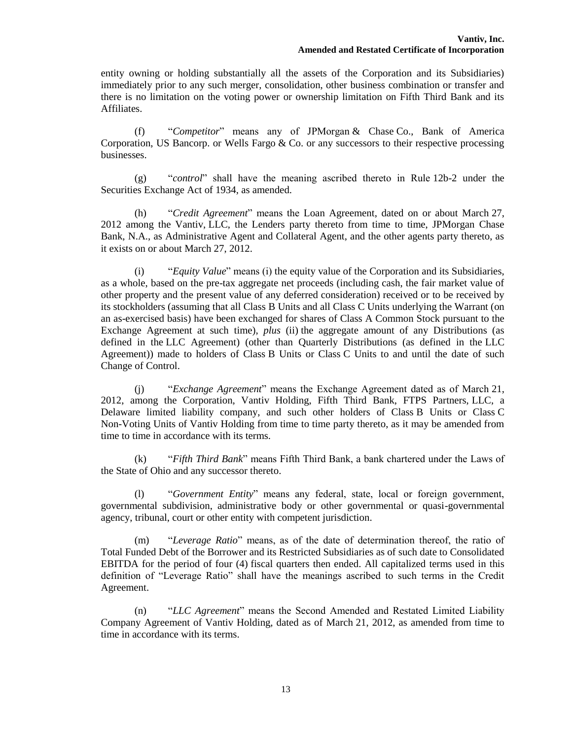entity owning or holding substantially all the assets of the Corporation and its Subsidiaries) immediately prior to any such merger, consolidation, other business combination or transfer and there is no limitation on the voting power or ownership limitation on Fifth Third Bank and its Affiliates.

(f) "*Competitor*" means any of JPMorgan & Chase Co., Bank of America Corporation, US Bancorp. or Wells Fargo & Co. or any successors to their respective processing businesses.

(g) "*control*" shall have the meaning ascribed thereto in Rule 12b-2 under the Securities Exchange Act of 1934, as amended.

(h) "*Credit Agreement*" means the Loan Agreement, dated on or about March 27, 2012 among the Vantiv, LLC, the Lenders party thereto from time to time, JPMorgan Chase Bank, N.A., as Administrative Agent and Collateral Agent, and the other agents party thereto, as it exists on or about March 27, 2012.

(i) "*Equity Value*" means (i) the equity value of the Corporation and its Subsidiaries, as a whole, based on the pre-tax aggregate net proceeds (including cash, the fair market value of other property and the present value of any deferred consideration) received or to be received by its stockholders (assuming that all Class B Units and all Class C Units underlying the Warrant (on an as-exercised basis) have been exchanged for shares of Class A Common Stock pursuant to the Exchange Agreement at such time), *plus* (ii) the aggregate amount of any Distributions (as defined in the LLC Agreement) (other than Quarterly Distributions (as defined in the LLC Agreement)) made to holders of Class B Units or Class C Units to and until the date of such Change of Control.

(j) "*Exchange Agreement*" means the Exchange Agreement dated as of March 21, 2012, among the Corporation, Vantiv Holding, Fifth Third Bank, FTPS Partners, LLC, a Delaware limited liability company, and such other holders of Class B Units or Class C Non-Voting Units of Vantiv Holding from time to time party thereto, as it may be amended from time to time in accordance with its terms.

(k) "*Fifth Third Bank*" means Fifth Third Bank, a bank chartered under the Laws of the State of Ohio and any successor thereto.

(l) "*Government Entity*" means any federal, state, local or foreign government, governmental subdivision, administrative body or other governmental or quasi-governmental agency, tribunal, court or other entity with competent jurisdiction.

(m) "*Leverage Ratio*" means, as of the date of determination thereof, the ratio of Total Funded Debt of the Borrower and its Restricted Subsidiaries as of such date to Consolidated EBITDA for the period of four (4) fiscal quarters then ended. All capitalized terms used in this definition of "Leverage Ratio" shall have the meanings ascribed to such terms in the Credit Agreement.

(n) "*LLC Agreement*" means the Second Amended and Restated Limited Liability Company Agreement of Vantiv Holding, dated as of March 21, 2012, as amended from time to time in accordance with its terms.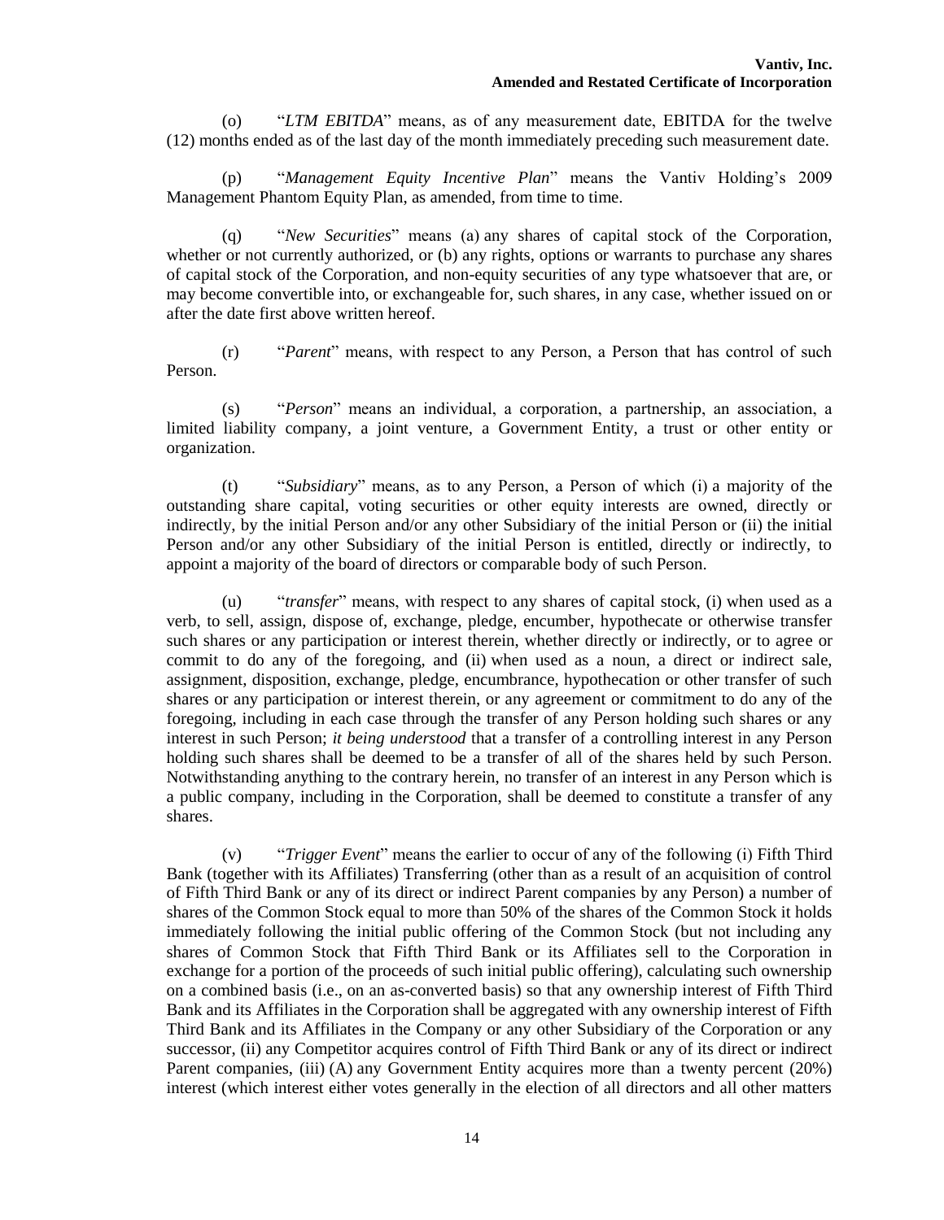(o) "*LTM EBITDA*" means, as of any measurement date, EBITDA for the twelve (12) months ended as of the last day of the month immediately preceding such measurement date.

(p) "*Management Equity Incentive Plan*" means the Vantiv Holding's 2009 Management Phantom Equity Plan, as amended, from time to time.

(q) "*New Securities*" means (a) any shares of capital stock of the Corporation, whether or not currently authorized, or (b) any rights, options or warrants to purchase any shares of capital stock of the Corporation, and non-equity securities of any type whatsoever that are, or may become convertible into, or exchangeable for, such shares, in any case, whether issued on or after the date first above written hereof.

(r) "*Parent*" means, with respect to any Person, a Person that has control of such Person.

(s) "*Person*" means an individual, a corporation, a partnership, an association, a limited liability company, a joint venture, a Government Entity, a trust or other entity or organization.

(t) "*Subsidiary*" means, as to any Person, a Person of which (i) a majority of the outstanding share capital, voting securities or other equity interests are owned, directly or indirectly, by the initial Person and/or any other Subsidiary of the initial Person or (ii) the initial Person and/or any other Subsidiary of the initial Person is entitled, directly or indirectly, to appoint a majority of the board of directors or comparable body of such Person.

(u) "*transfer*" means, with respect to any shares of capital stock, (i) when used as a verb, to sell, assign, dispose of, exchange, pledge, encumber, hypothecate or otherwise transfer such shares or any participation or interest therein, whether directly or indirectly, or to agree or commit to do any of the foregoing, and (ii) when used as a noun, a direct or indirect sale, assignment, disposition, exchange, pledge, encumbrance, hypothecation or other transfer of such shares or any participation or interest therein, or any agreement or commitment to do any of the foregoing, including in each case through the transfer of any Person holding such shares or any interest in such Person; *it being understood* that a transfer of a controlling interest in any Person holding such shares shall be deemed to be a transfer of all of the shares held by such Person. Notwithstanding anything to the contrary herein, no transfer of an interest in any Person which is a public company, including in the Corporation, shall be deemed to constitute a transfer of any shares.

(v) "*Trigger Event*" means the earlier to occur of any of the following (i) Fifth Third Bank (together with its Affiliates) Transferring (other than as a result of an acquisition of control of Fifth Third Bank or any of its direct or indirect Parent companies by any Person) a number of shares of the Common Stock equal to more than 50% of the shares of the Common Stock it holds immediately following the initial public offering of the Common Stock (but not including any shares of Common Stock that Fifth Third Bank or its Affiliates sell to the Corporation in exchange for a portion of the proceeds of such initial public offering), calculating such ownership on a combined basis (i.e., on an as-converted basis) so that any ownership interest of Fifth Third Bank and its Affiliates in the Corporation shall be aggregated with any ownership interest of Fifth Third Bank and its Affiliates in the Company or any other Subsidiary of the Corporation or any successor, (ii) any Competitor acquires control of Fifth Third Bank or any of its direct or indirect Parent companies, (iii) (A) any Government Entity acquires more than a twenty percent (20%) interest (which interest either votes generally in the election of all directors and all other matters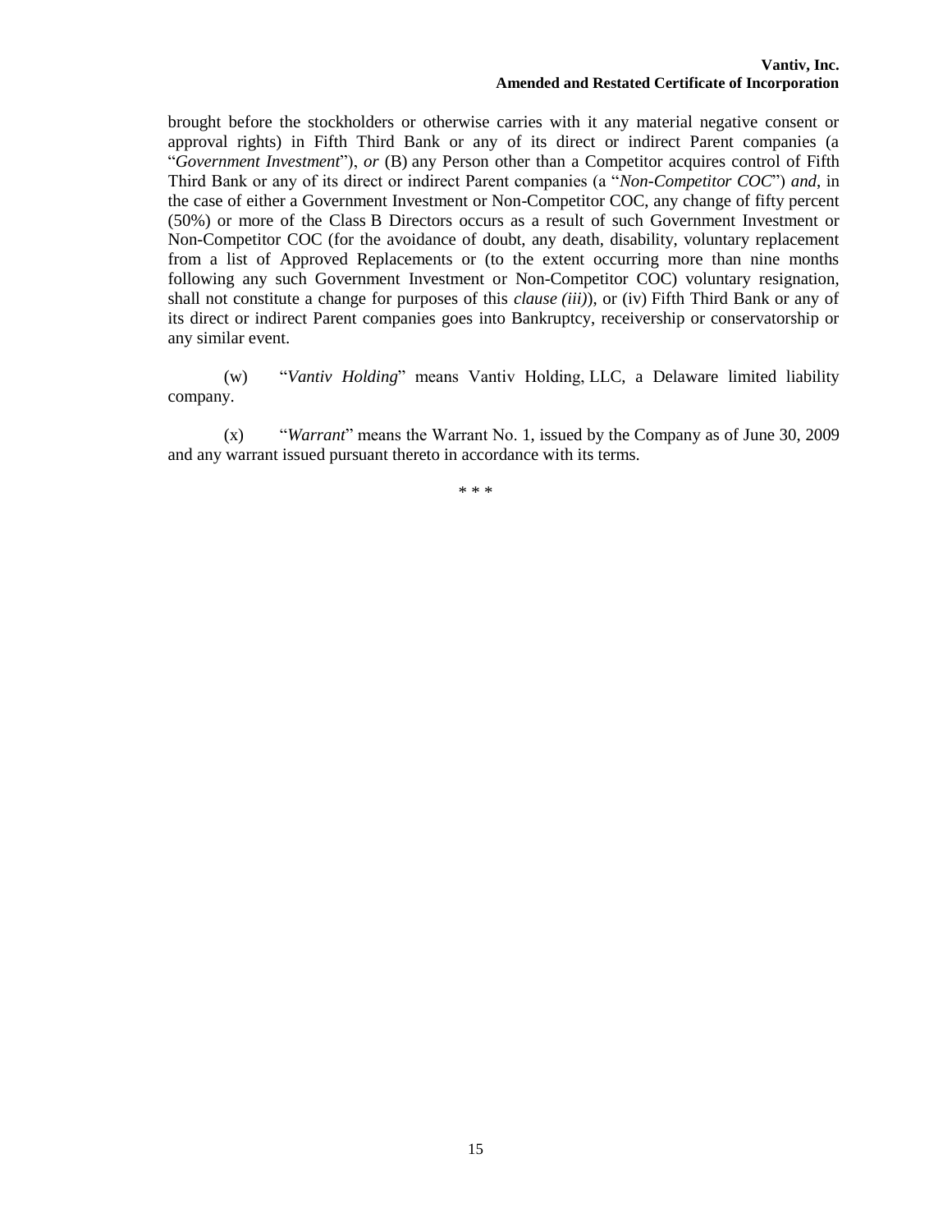brought before the stockholders or otherwise carries with it any material negative consent or approval rights) in Fifth Third Bank or any of its direct or indirect Parent companies (a "*Government Investment*"), *or* (B) any Person other than a Competitor acquires control of Fifth Third Bank or any of its direct or indirect Parent companies (a "*Non-Competitor COC*") *and*, in the case of either a Government Investment or Non-Competitor COC, any change of fifty percent (50%) or more of the Class B Directors occurs as a result of such Government Investment or Non-Competitor COC (for the avoidance of doubt, any death, disability, voluntary replacement from a list of Approved Replacements or (to the extent occurring more than nine months following any such Government Investment or Non-Competitor COC) voluntary resignation, shall not constitute a change for purposes of this *clause (iii)*), or (iv) Fifth Third Bank or any of its direct or indirect Parent companies goes into Bankruptcy, receivership or conservatorship or any similar event.

(w) "*Vantiv Holding*" means Vantiv Holding, LLC, a Delaware limited liability company.

(x) "*Warrant*" means the Warrant No. 1, issued by the Company as of June 30, 2009 and any warrant issued pursuant thereto in accordance with its terms.

\* \* \*